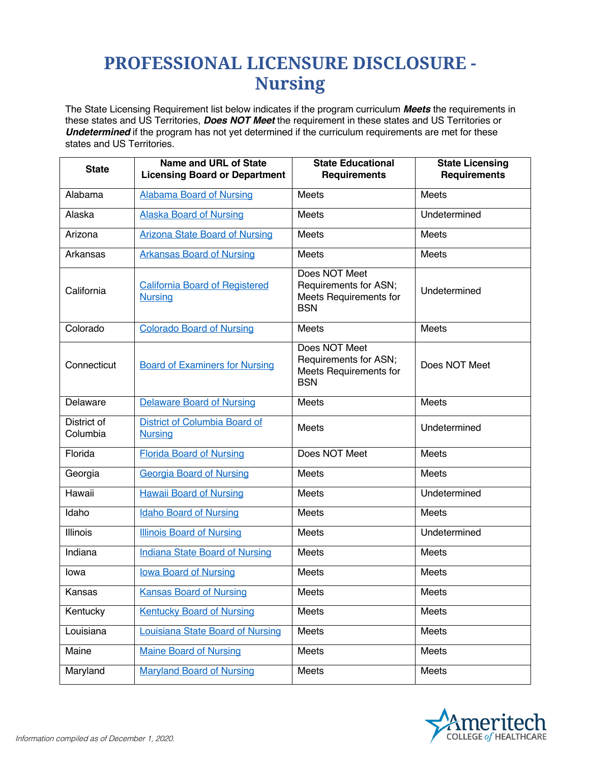# PROFESSIONAL LICENSURE DISCLOSURE - Nursing

The State Licensing Requirement list below indicates if the program curriculum ***Meets*** the requirements in these states and US Territories, ***Does NOT Meet*** the requirement in these states and US Territories or ***Undetermined*** if the program has not yet determined if the curriculum requirements are met for these states and US Territories.

| State | Name and URL of State Licensing Board or Department | State Educational Requirements | State Licensing Requirements |
|---|---|---|---|
| Alabama | Alabama Board of Nursing | Meets | Meets |
| Alaska | Alaska Board of Nursing | Meets | Undetermined |
| Arizona | Arizona State Board of Nursing | Meets | Meets |
| Arkansas | Arkansas Board of Nursing | Meets | Meets |
| California | California Board of Registered Nursing | Does NOT Meet Requirements for ASN; Meets Requirements for BSN | Undetermined |
| Colorado | Colorado Board of Nursing | Meets | Meets |
| Connecticut | Board of Examiners for Nursing | Does NOT Meet Requirements for ASN; Meets Requirements for BSN | Does NOT Meet |
| Delaware | Delaware Board of Nursing | Meets | Meets |
| District of Columbia | District of Columbia Board of Nursing | Meets | Undetermined |
| Florida | Florida Board of Nursing | Does NOT Meet | Meets |
| Georgia | Georgia Board of Nursing | Meets | Meets |
| Hawaii | Hawaii Board of Nursing | Meets | Undetermined |
| Idaho | Idaho Board of Nursing | Meets | Meets |
| Illinois | Illinois Board of Nursing | Meets | Undetermined |
| Indiana | Indiana State Board of Nursing | Meets | Meets |
| Iowa | Iowa Board of Nursing | Meets | Meets |
| Kansas | Kansas Board of Nursing | Meets | Meets |
| Kentucky | Kentucky Board of Nursing | Meets | Meets |
| Louisiana | Louisiana State Board of Nursing | Meets | Meets |
| Maine | Maine Board of Nursing | Meets | Meets |
| Maryland | Maryland Board of Nursing | Meets | Meets |

*Information compiled as of December 1, 2020.*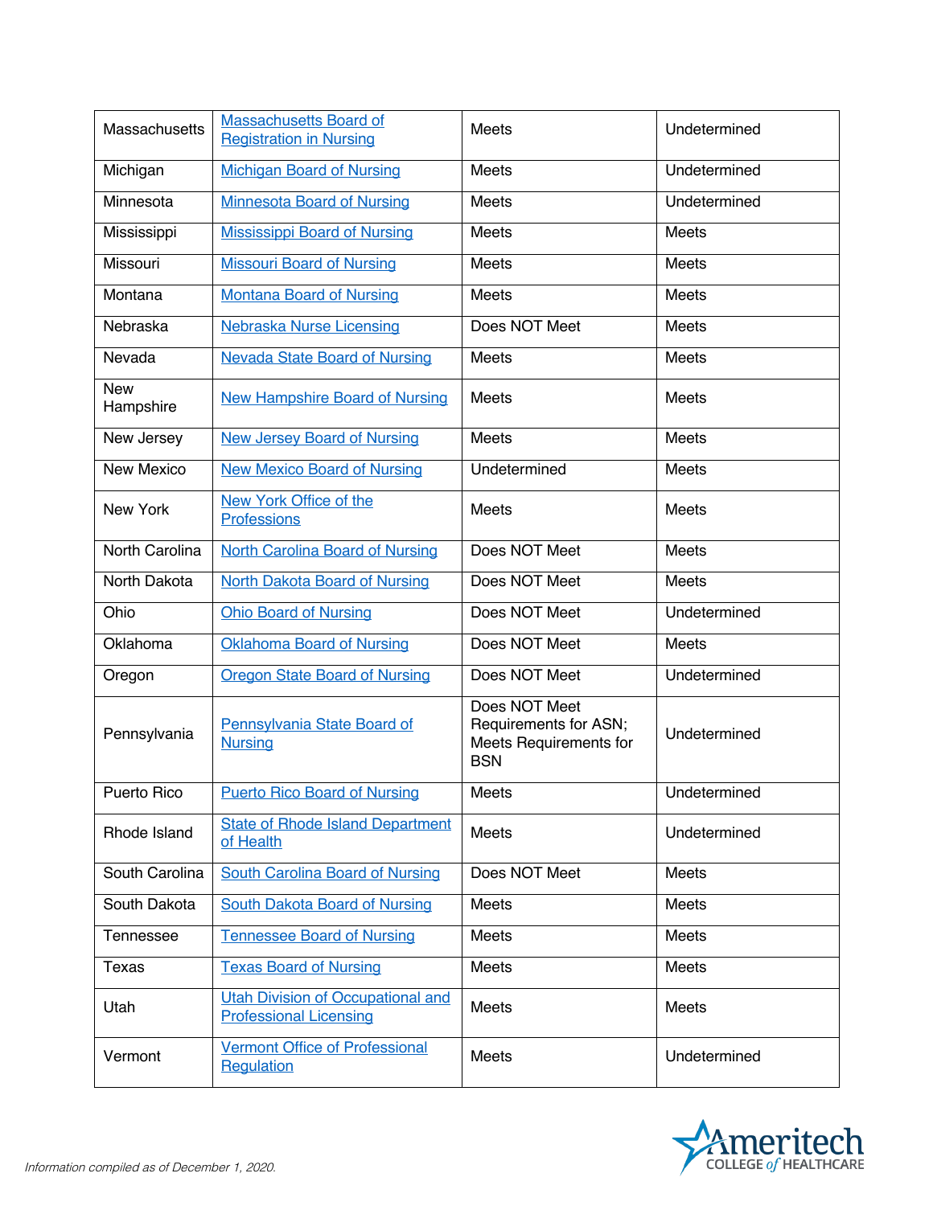| Massachusetts | Massachusetts Board of Registration in Nursing | Meets | Undetermined |
|---|---|---|---|
| Michigan | Michigan Board of Nursing | Meets | Undetermined |
| Minnesota | Minnesota Board of Nursing | Meets | Undetermined |
| Mississippi | Mississippi Board of Nursing | Meets | Meets |
| Missouri | Missouri Board of Nursing | Meets | Meets |
| Montana | Montana Board of Nursing | Meets | Meets |
| Nebraska | Nebraska Nurse Licensing | Does NOT Meet | Meets |
| Nevada | Nevada State Board of Nursing | Meets | Meets |
| New Hampshire | New Hampshire Board of Nursing | Meets | Meets |
| New Jersey | New Jersey Board of Nursing | Meets | Meets |
| New Mexico | New Mexico Board of Nursing | Undetermined | Meets |
| New York | New York Office of the Professions | Meets | Meets |
| North Carolina | North Carolina Board of Nursing | Does NOT Meet | Meets |
| North Dakota | North Dakota Board of Nursing | Does NOT Meet | Meets |
| Ohio | Ohio Board of Nursing | Does NOT Meet | Undetermined |
| Oklahoma | Oklahoma Board of Nursing | Does NOT Meet | Meets |
| Oregon | Oregon State Board of Nursing | Does NOT Meet | Undetermined |
| Pennsylvania | Pennsylvania State Board of Nursing | Does NOT Meet Requirements for ASN; Meets Requirements for BSN | Undetermined |
| Puerto Rico | Puerto Rico Board of Nursing | Meets | Undetermined |
| Rhode Island | State of Rhode Island Department of Health | Meets | Undetermined |
| South Carolina | South Carolina Board of Nursing | Does NOT Meet | Meets |
| South Dakota | South Dakota Board of Nursing | Meets | Meets |
| Tennessee | Tennessee Board of Nursing | Meets | Meets |
| Texas | Texas Board of Nursing | Meets | Meets |
| Utah | Utah Division of Occupational and Professional Licensing | Meets | Meets |
| Vermont | Vermont Office of Professional Regulation | Meets | Undetermined |

*Information compiled as of December 1, 2020.*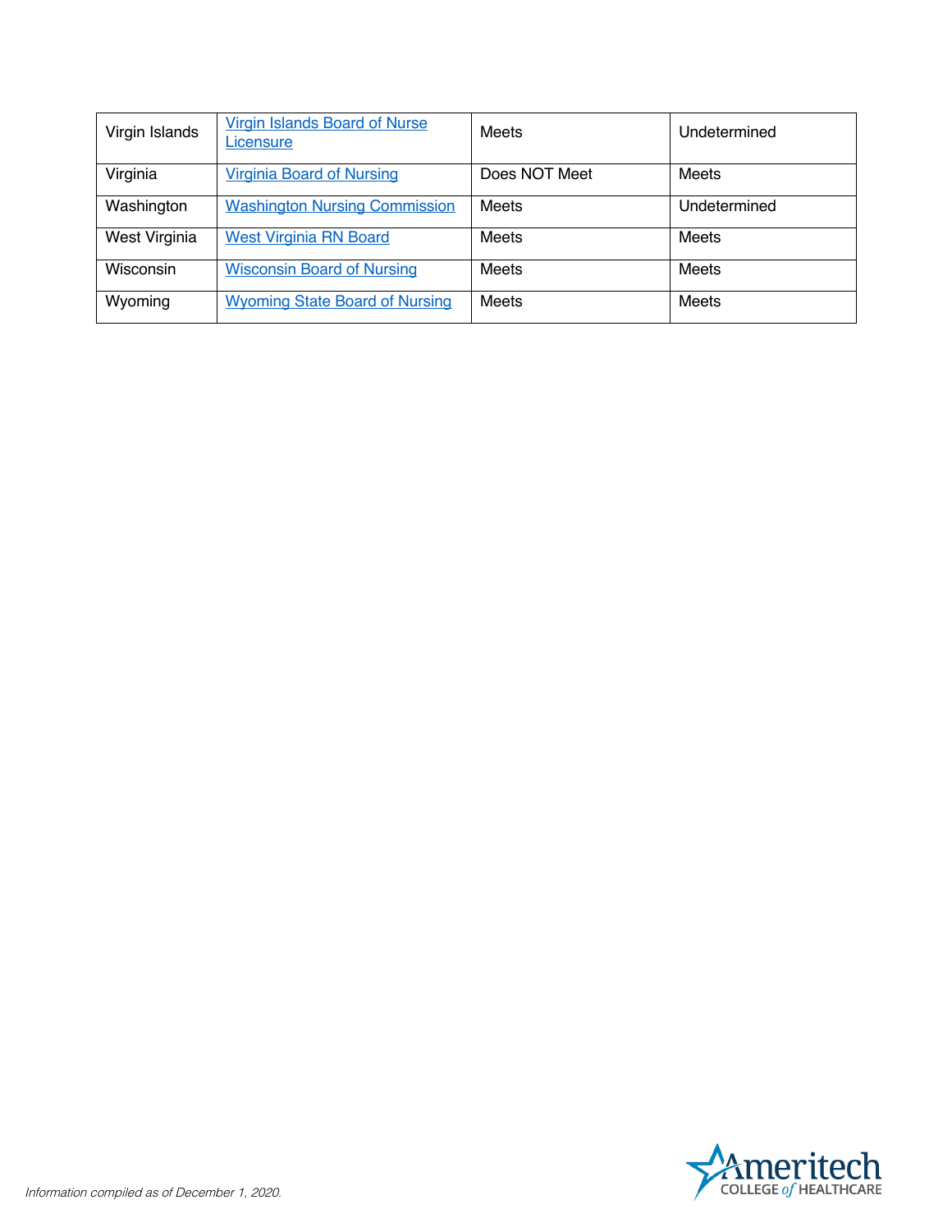| | | | |
|---|---|---|---|
| Virgin Islands | Virgin Islands Board of Nurse Licensure | Meets | Undetermined |
| Virginia | Virginia Board of Nursing | Does NOT Meet | Meets |
| Washington | Washington Nursing Commission | Meets | Undetermined |
| West Virginia | West Virginia RN Board | Meets | Meets |
| Wisconsin | Wisconsin Board of Nursing | Meets | Meets |
| Wyoming | Wyoming State Board of Nursing | Meets | Meets |

*Information compiled as of December 1, 2020.*